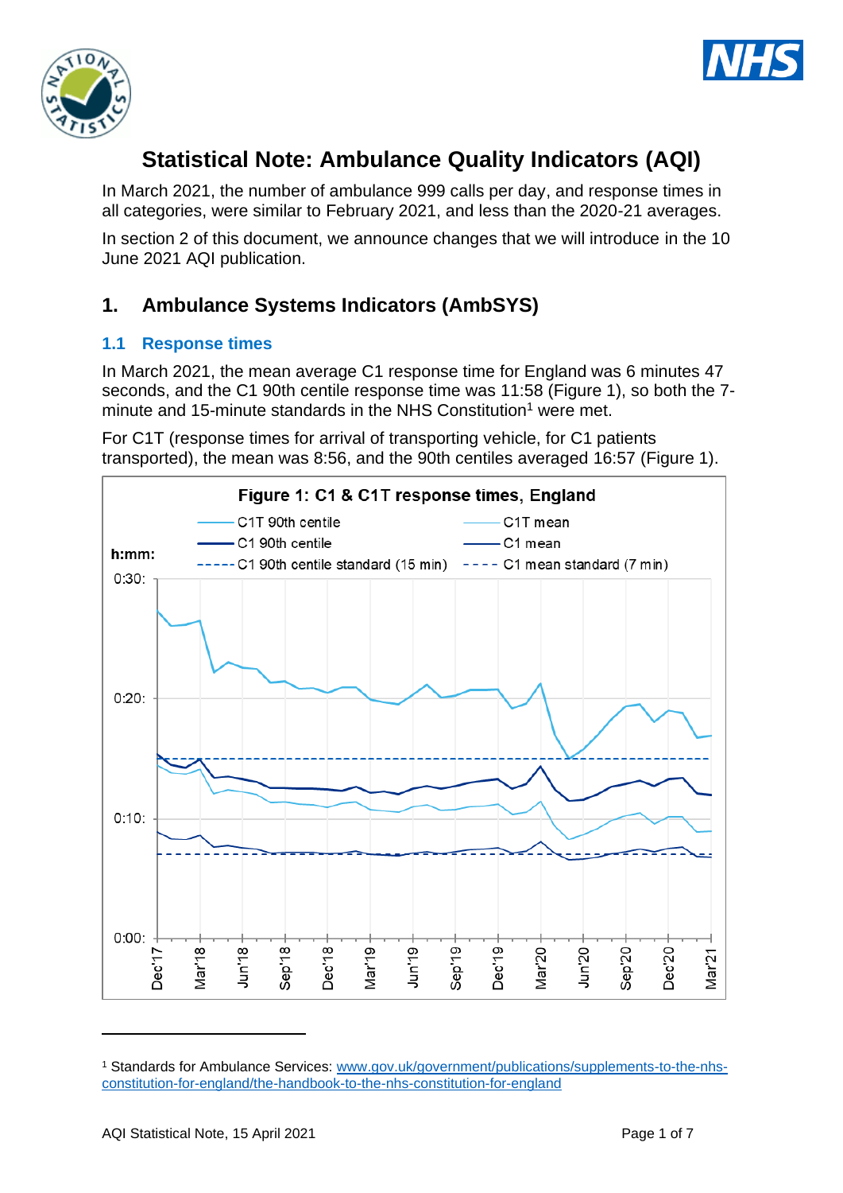# Statistical Note: Ambulance Quality Indicators (AQI)

In March 2021, the number of ambulance 999 calls per day, and response times in all categories, were similar to February 2021, and less than the 2020-21 averages.

In section 2 of this document, we announce changes that we will introduce in the 10 June 2021 AQI publication.

## 1. Ambulance Systems Indicators (AmbSYS)

### 1.1 Response times

In March 2021, the mean average C1 response time for England was 6 minutes 47 seconds, and the C1 90th centile response time was 11:58 (Figure 1), so both the 7-minute and 15-minute standards in the NHS Constitution[1] were met.

For C1T (response times for arrival of transporting vehicle, for C1 patients transported), the mean was 8:56, and the 90th centiles averaged 16:57 (Figure 1).

**Figure 1: C1 & C1T response times, England**

[1] Standards for Ambulance Services: www.gov.uk/government/publications/supplements-to-the-nhs-constitution-for-england/the-handbook-to-the-nhs-constitution-for-england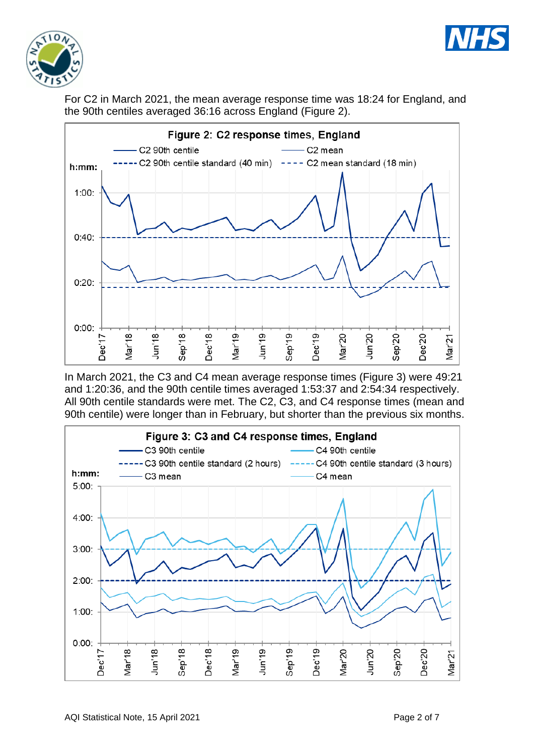For C2 in March 2021, the mean average response time was 18:24 for England, and the 90th centiles averaged 36:16 across England (Figure 2).

**Figure 2: C2 response times, England**

In March 2021, the C3 and C4 mean average response times (Figure 3) were 49:21 and 1:20:36, and the 90th centile times averaged 1:53:37 and 2:54:34 respectively. All 90th centile standards were met. The C2, C3, and C4 response times (mean and 90th centile) were longer than in February, but shorter than the previous six months.

**Figure 3: C3 and C4 response times, England**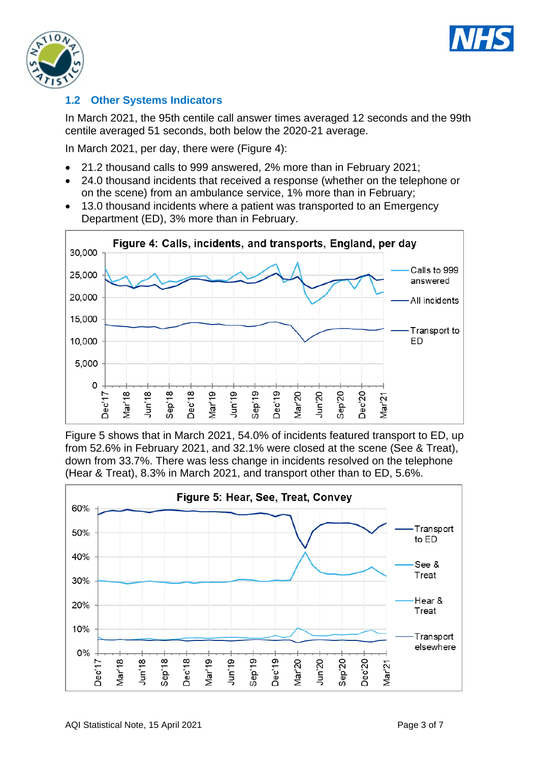## 1.2 Other Systems Indicators

In March 2021, the 95th centile call answer times averaged 12 seconds and the 99th centile averaged 51 seconds, both below the 2020-21 average.

In March 2021, per day, there were (Figure 4):

- 21.2 thousand calls to 999 answered, 2% more than in February 2021;
- 24.0 thousand incidents that received a response (whether on the telephone or on the scene) from an ambulance service, 1% more than in February;
- 13.0 thousand incidents where a patient was transported to an Emergency Department (ED), 3% more than in February.

**Figure 4: Calls, incidents, and transports, England, per day**

Figure 5 shows that in March 2021, 54.0% of incidents featured transport to ED, up from 52.6% in February 2021, and 32.1% were closed at the scene (See & Treat), down from 33.7%. There was less change in incidents resolved on the telephone (Hear & Treat), 8.3% in March 2021, and transport other than to ED, 5.6%.

**Figure 5: Hear, See, Treat, Convey**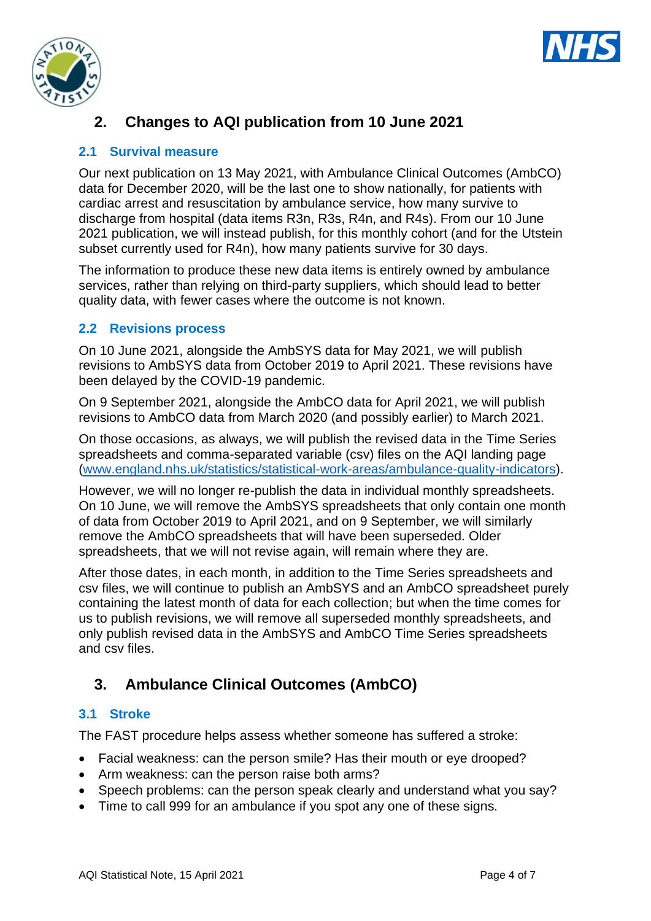## 2. Changes to AQI publication from 10 June 2021

### 2.1 Survival measure

Our next publication on 13 May 2021, with Ambulance Clinical Outcomes (AmbCO) data for December 2020, will be the last one to show nationally, for patients with cardiac arrest and resuscitation by ambulance service, how many survive to discharge from hospital (data items R3n, R3s, R4n, and R4s). From our 10 June 2021 publication, we will instead publish, for this monthly cohort (and for the Utstein subset currently used for R4n), how many patients survive for 30 days.

The information to produce these new data items is entirely owned by ambulance services, rather than relying on third-party suppliers, which should lead to better quality data, with fewer cases where the outcome is not known.

### 2.2 Revisions process

On 10 June 2021, alongside the AmbSYS data for May 2021, we will publish revisions to AmbSYS data from October 2019 to April 2021. These revisions have been delayed by the COVID-19 pandemic.

On 9 September 2021, alongside the AmbCO data for April 2021, we will publish revisions to AmbCO data from March 2020 (and possibly earlier) to March 2021.

On those occasions, as always, we will publish the revised data in the Time Series spreadsheets and comma-separated variable (csv) files on the AQI landing page (www.england.nhs.uk/statistics/statistical-work-areas/ambulance-quality-indicators).

However, we will no longer re-publish the data in individual monthly spreadsheets. On 10 June, we will remove the AmbSYS spreadsheets that only contain one month of data from October 2019 to April 2021, and on 9 September, we will similarly remove the AmbCO spreadsheets that will have been superseded. Older spreadsheets, that we will not revise again, will remain where they are.

After those dates, in each month, in addition to the Time Series spreadsheets and csv files, we will continue to publish an AmbSYS and an AmbCO spreadsheet purely containing the latest month of data for each collection; but when the time comes for us to publish revisions, we will remove all superseded monthly spreadsheets, and only publish revised data in the AmbSYS and AmbCO Time Series spreadsheets and csv files.

## 3. Ambulance Clinical Outcomes (AmbCO)

### 3.1 Stroke

The FAST procedure helps assess whether someone has suffered a stroke:

- Facial weakness: can the person smile? Has their mouth or eye drooped?
- Arm weakness: can the person raise both arms?
- Speech problems: can the person speak clearly and understand what you say?
- Time to call 999 for an ambulance if you spot any one of these signs.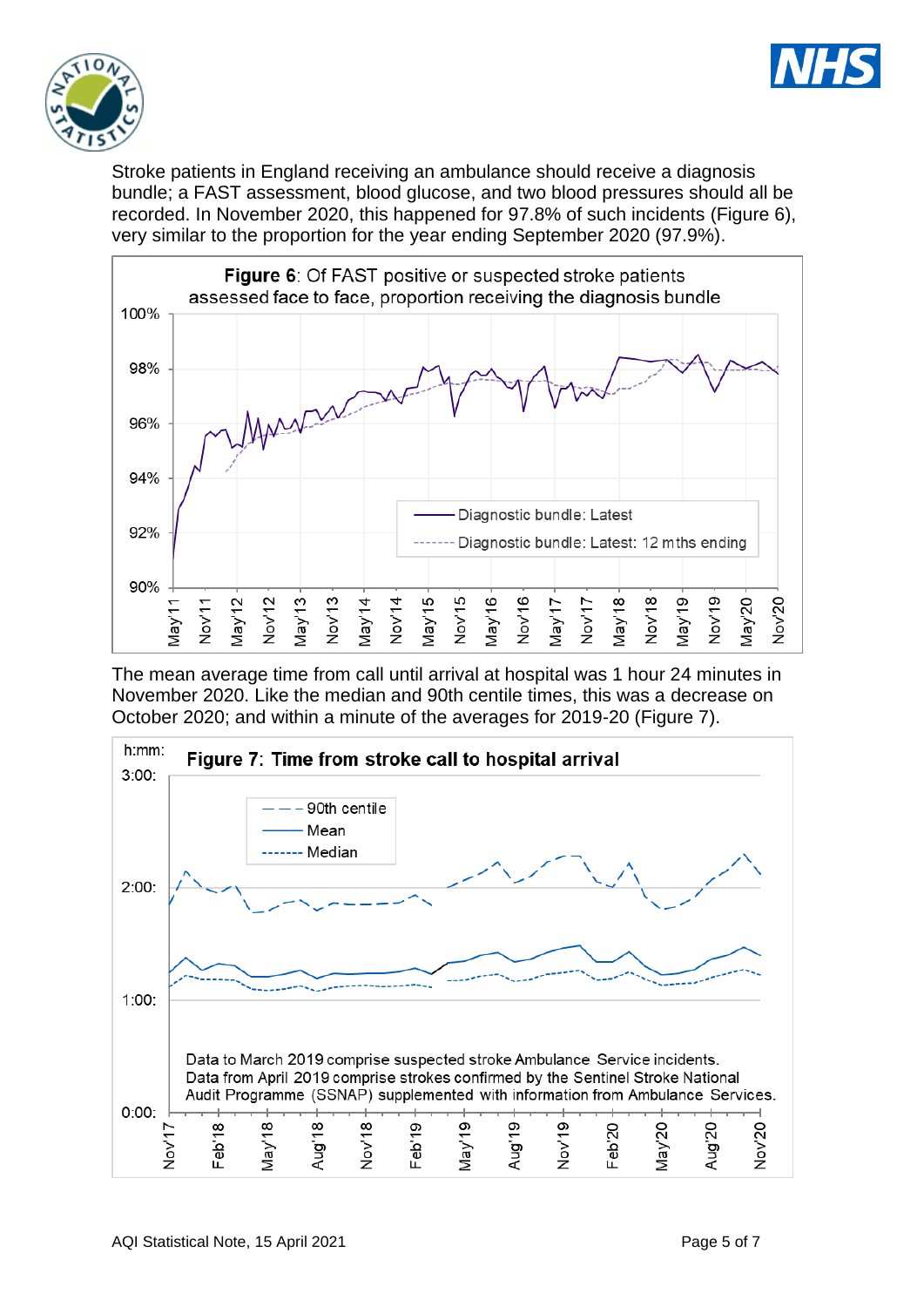Stroke patients in England receiving an ambulance should receive a diagnosis bundle; a FAST assessment, blood glucose, and two blood pressures should all be recorded. In November 2020, this happened for 97.8% of such incidents (Figure 6), very similar to the proportion for the year ending September 2020 (97.9%).

**Figure 6**: Of FAST positive or suspected stroke patients assessed face to face, proportion receiving the diagnosis bundle

The mean average time from call until arrival at hospital was 1 hour 24 minutes in November 2020. Like the median and 90th centile times, this was a decrease on October 2020; and within a minute of the averages for 2019-20 (Figure 7).

**Figure 7**: Time from stroke call to hospital arrival

Data to March 2019 comprise suspected stroke Ambulance Service incidents. Data from April 2019 comprise strokes confirmed by the Sentinel Stroke National Audit Programme (SSNAP) supplemented with information from Ambulance Services.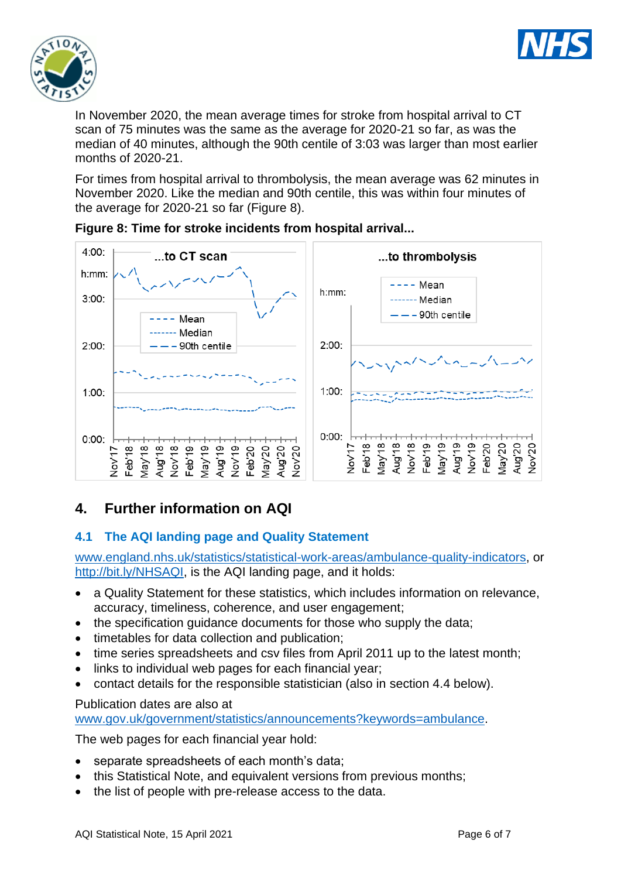In November 2020, the mean average times for stroke from hospital arrival to CT scan of 75 minutes was the same as the average for 2020-21 so far, as was the median of 40 minutes, although the 90th centile of 3:03 was larger than most earlier months of 2020-21.

For times from hospital arrival to thrombolysis, the mean average was 62 minutes in November 2020. Like the median and 90th centile, this was within four minutes of the average for 2020-21 so far (Figure 8).

**Figure 8: Time for stroke incidents from hospital arrival...**

## 4. Further information on AQI

### 4.1 The AQI landing page and Quality Statement

www.england.nhs.uk/statistics/statistical-work-areas/ambulance-quality-indicators, or http://bit.ly/NHSAQI, is the AQI landing page, and it holds:

- a Quality Statement for these statistics, which includes information on relevance, accuracy, timeliness, coherence, and user engagement;
- the specification guidance documents for those who supply the data;
- timetables for data collection and publication;
- time series spreadsheets and csv files from April 2011 up to the latest month;
- links to individual web pages for each financial year;
- contact details for the responsible statistician (also in section 4.4 below).

Publication dates are also at www.gov.uk/government/statistics/announcements?keywords=ambulance.

The web pages for each financial year hold:

- separate spreadsheets of each month's data;
- this Statistical Note, and equivalent versions from previous months;
- the list of people with pre-release access to the data.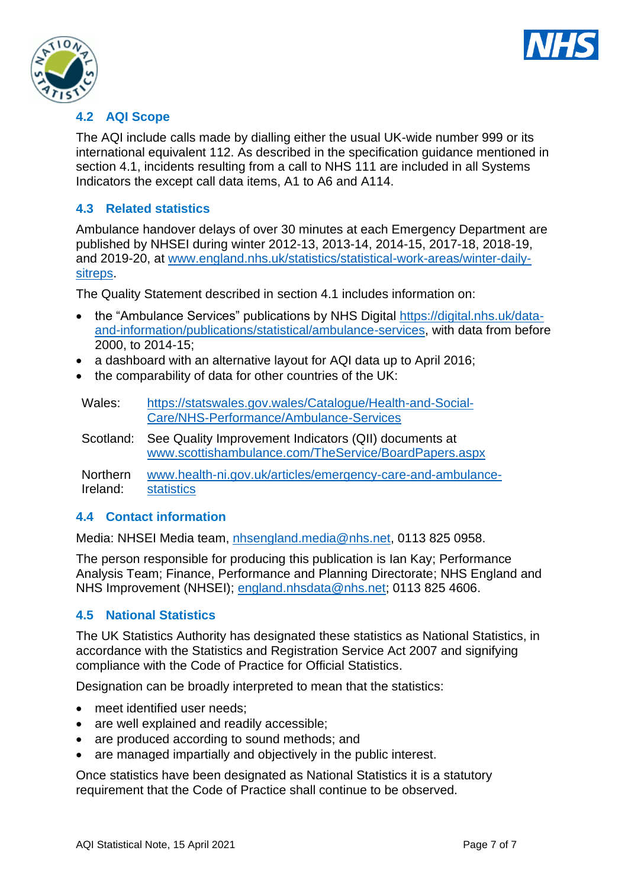## 4.2 AQI Scope

The AQI include calls made by dialling either the usual UK-wide number 999 or its international equivalent 112. As described in the specification guidance mentioned in section 4.1, incidents resulting from a call to NHS 111 are included in all Systems Indicators the except call data items, A1 to A6 and A114.

## 4.3 Related statistics

Ambulance handover delays of over 30 minutes at each Emergency Department are published by NHSEI during winter 2012-13, 2013-14, 2014-15, 2017-18, 2018-19, and 2019-20, at [www.england.nhs.uk/statistics/statistical-work-areas/winter-daily-sitreps](www.england.nhs.uk/statistics/statistical-work-areas/winter-daily-sitreps).

The Quality Statement described in section 4.1 includes information on:

- the "Ambulance Services" publications by NHS Digital [https://digital.nhs.uk/data-and-information/publications/statistical/ambulance-services](https://digital.nhs.uk/data-and-information/publications/statistical/ambulance-services), with data from before 2000, to 2014-15;
- a dashboard with an alternative layout for AQI data up to April 2016;
- the comparability of data for other countries of the UK:

| | |
|---|---|
| Wales: | [https://statswales.gov.wales/Catalogue/Health-and-Social-Care/NHS-Performance/Ambulance-Services](https://statswales.gov.wales/Catalogue/Health-and-Social-Care/NHS-Performance/Ambulance-Services) |
| Scotland: | See Quality Improvement Indicators (QII) documents at [www.scottishambulance.com/TheService/BoardPapers.aspx](www.scottishambulance.com/TheService/BoardPapers.aspx) |
| Northern Ireland: | [www.health-ni.gov.uk/articles/emergency-care-and-ambulance-statistics](www.health-ni.gov.uk/articles/emergency-care-and-ambulance-statistics) |

## 4.4 Contact information

Media: NHSEI Media team, nhsengland.media@nhs.net, 0113 825 0958.

The person responsible for producing this publication is Ian Kay; Performance Analysis Team; Finance, Performance and Planning Directorate; NHS England and NHS Improvement (NHSEI); england.nhsdata@nhs.net; 0113 825 4606.

## 4.5 National Statistics

The UK Statistics Authority has designated these statistics as National Statistics, in accordance with the Statistics and Registration Service Act 2007 and signifying compliance with the Code of Practice for Official Statistics.

Designation can be broadly interpreted to mean that the statistics:

- meet identified user needs;
- are well explained and readily accessible;
- are produced according to sound methods; and
- are managed impartially and objectively in the public interest.

Once statistics have been designated as National Statistics it is a statutory requirement that the Code of Practice shall continue to be observed.